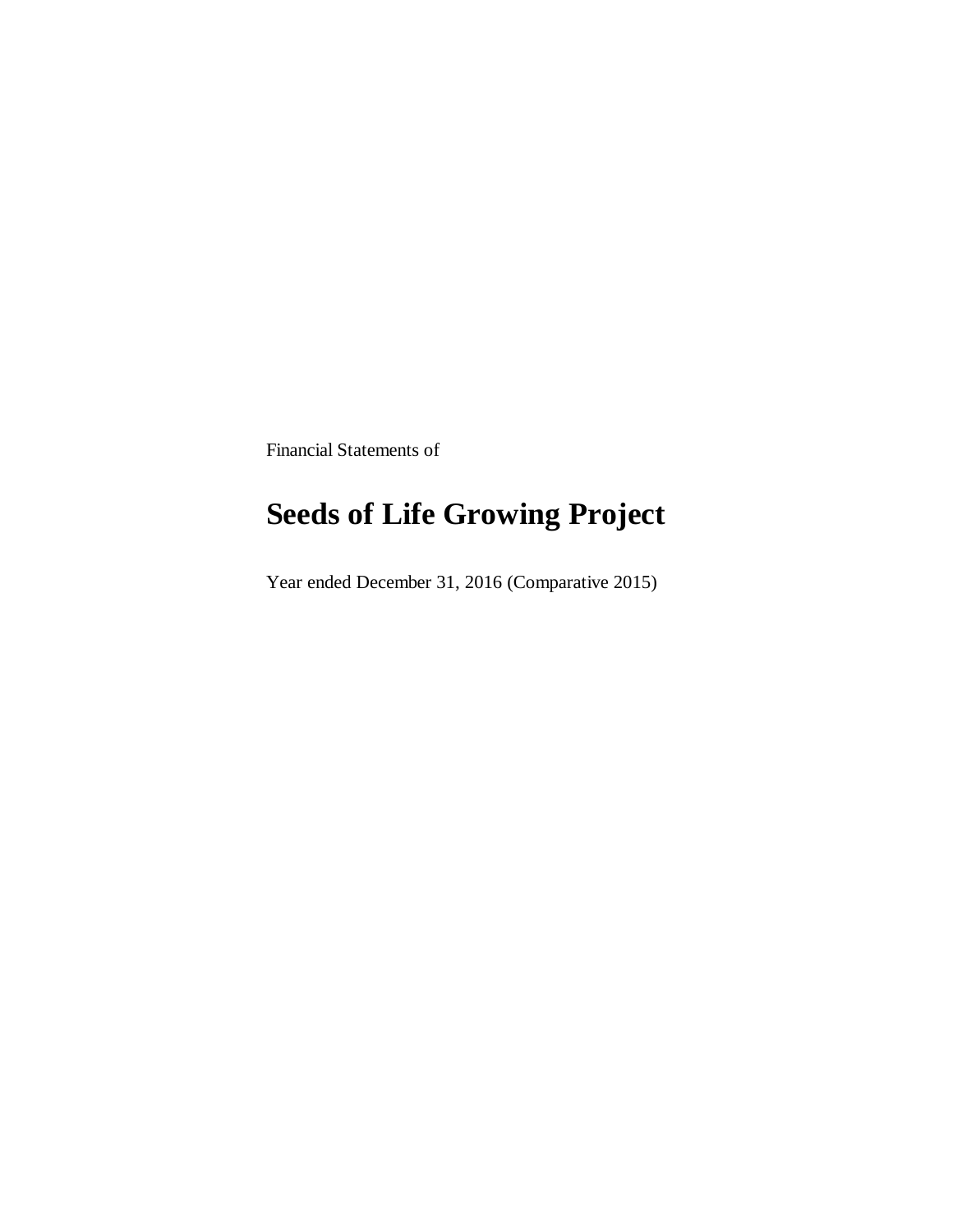Financial Statements of

# Seeds of Life Growing Project

Year ended December 31, 2016 (Comparative 2015)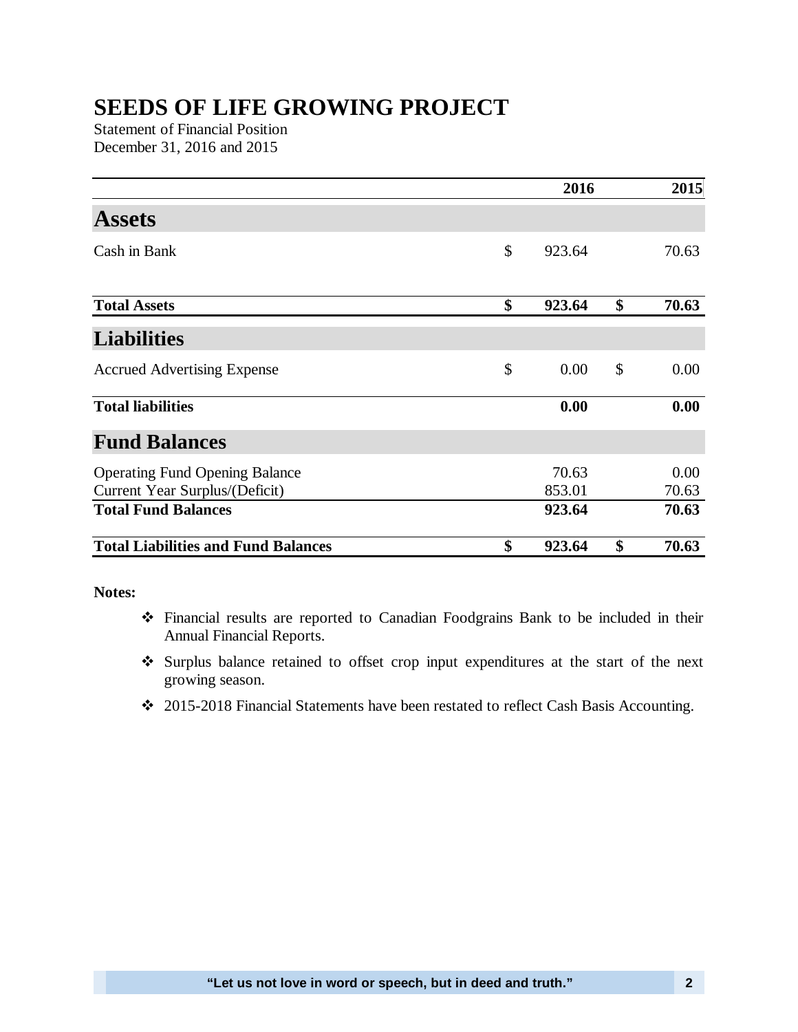# SEEDS OF LIFE GROWING PROJECT

Statement of Financial Position
December 31, 2016 and 2015

| | | 2016 | | 2015 |
|---|---|---|---|---|
| **Assets** | | | | |
| Cash in Bank | $ | 923.64 | | 70.63 |
| **Total Assets** | **$** | **923.64** | **$** | **70.63** |
| **Liabilities** | | | | |
| Accrued Advertising Expense | $ | 0.00 | $ | 0.00 |
| **Total liabilities** | | **0.00** | | **0.00** |
| **Fund Balances** | | | | |
| Operating Fund Opening Balance | | 70.63 | | 0.00 |
| Current Year Surplus/(Deficit) | | 853.01 | | 70.63 |
| **Total Fund Balances** | | **923.64** | | **70.63** |
| **Total Liabilities and Fund Balances** | **$** | **923.64** | **$** | **70.63** |

**Notes:**

- Financial results are reported to Canadian Foodgrains Bank to be included in their Annual Financial Reports.
- Surplus balance retained to offset crop input expenditures at the start of the next growing season.
- 2015-2018 Financial Statements have been restated to reflect Cash Basis Accounting.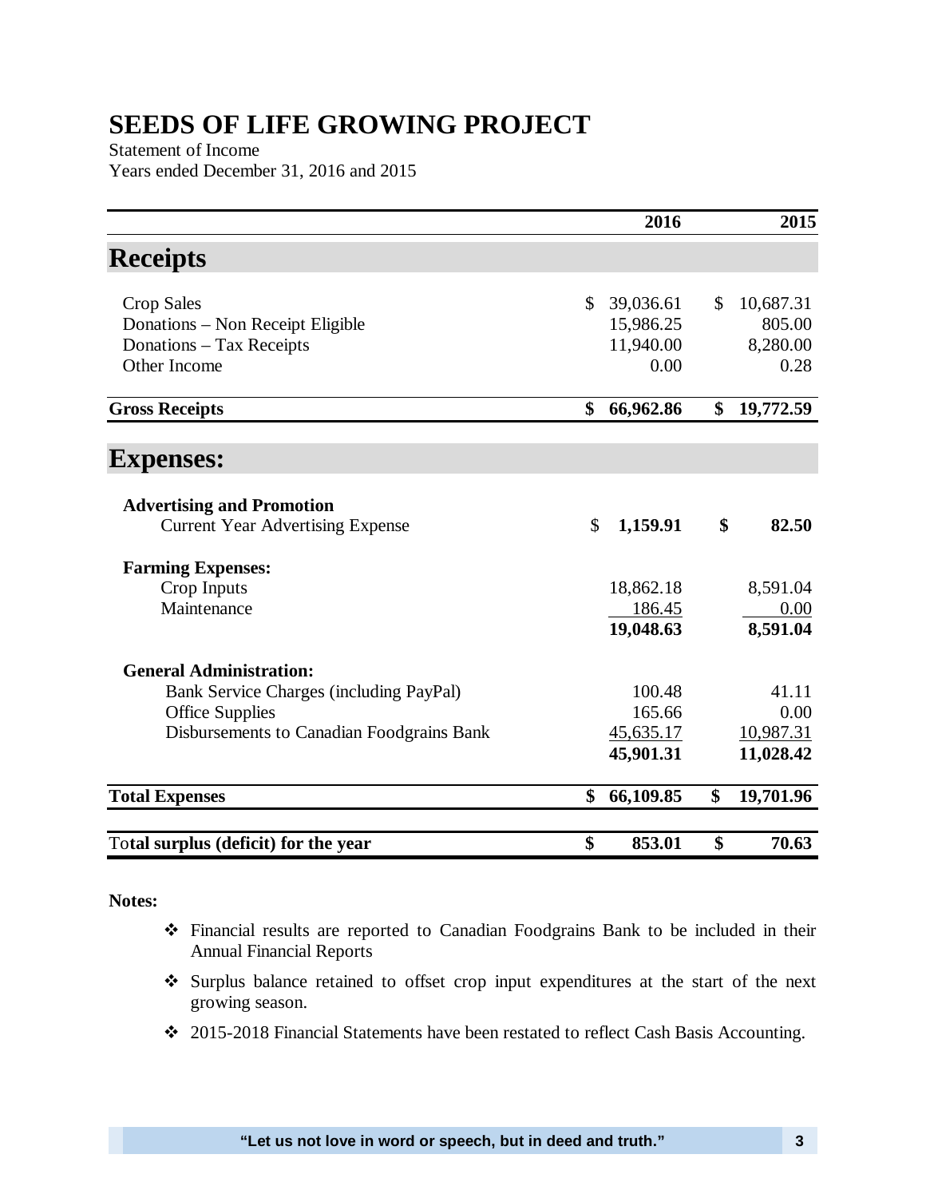# SEEDS OF LIFE GROWING PROJECT

Statement of Income
Years ended December 31, 2016 and 2015

| | 2016 | 2015 |
|---|---|---|
| **Receipts** | | |
| Crop Sales | $ 39,036.61 | $ 10,687.31 |
| Donations – Non Receipt Eligible | 15,986.25 | 805.00 |
| Donations – Tax Receipts | 11,940.00 | 8,280.00 |
| Other Income | 0.00 | 0.28 |
| **Gross Receipts** | **$ 66,962.86** | **$ 19,772.59** |
| **Expenses:** | | |
| **Advertising and Promotion** | | |
| Current Year Advertising Expense | $ **1,159.91** | **$ 82.50** |
| **Farming Expenses:** | | |
| Crop Inputs | 18,862.18 | 8,591.04 |
| Maintenance | 186.45 | 0.00 |
| | **19,048.63** | **8,591.04** |
| **General Administration:** | | |
| Bank Service Charges (including PayPal) | 100.48 | 41.11 |
| Office Supplies | 165.66 | 0.00 |
| Disbursements to Canadian Foodgrains Bank | 45,635.17 | 10,987.31 |
| | **45,901.31** | **11,028.42** |
| **Total Expenses** | **$ 66,109.85** | **$ 19,701.96** |
| **Total surplus (deficit) for the year** | **$ 853.01** | **$ 70.63** |

**Notes:**

- Financial results are reported to Canadian Foodgrains Bank to be included in their Annual Financial Reports
- Surplus balance retained to offset crop input expenditures at the start of the next growing season.
- 2015-2018 Financial Statements have been restated to reflect Cash Basis Accounting.

"Let us not love in word or speech, but in deed and truth."